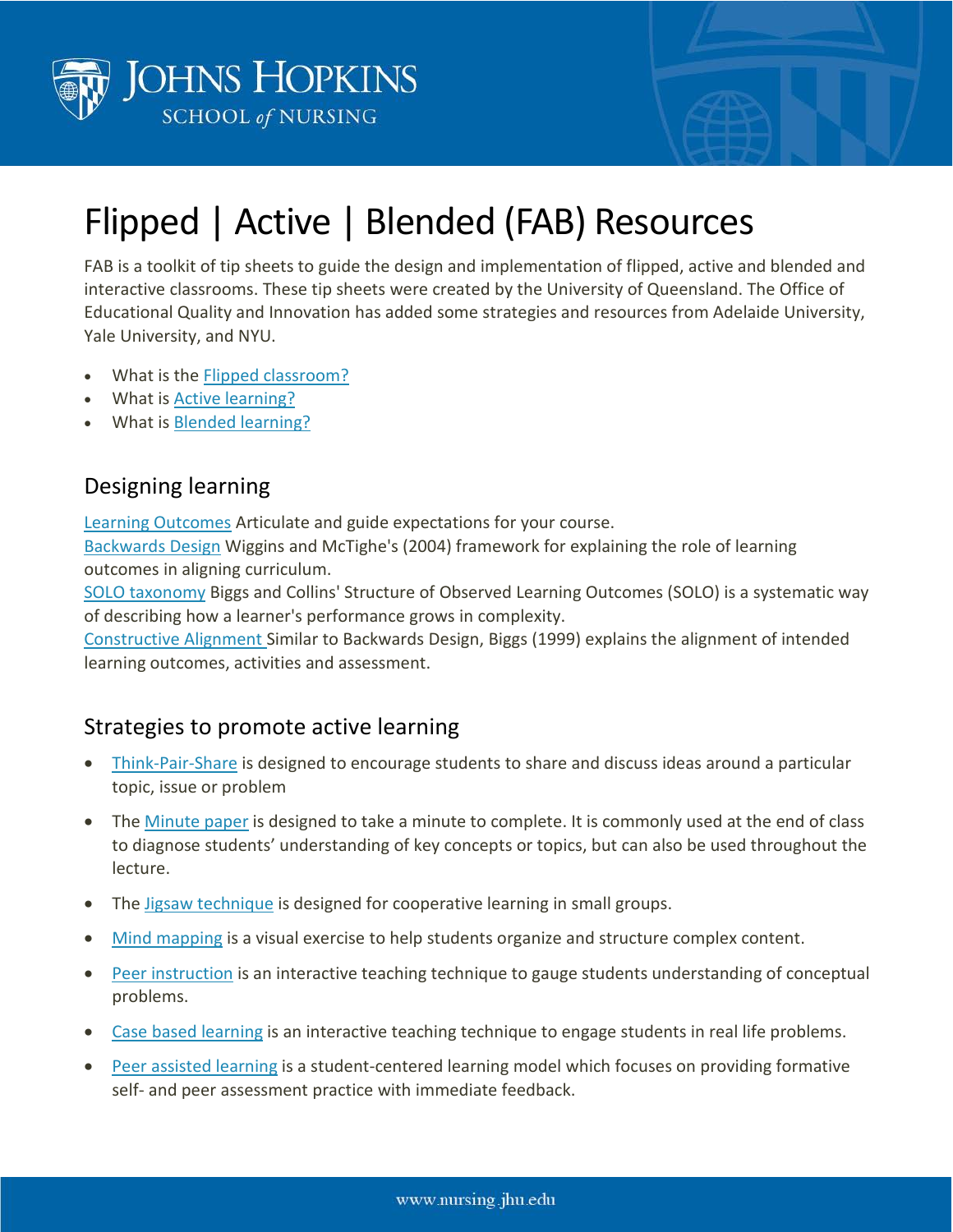# Flipped | Active | Blended (FAB) Resources

FAB is a toolkit of tip sheets to guide the design and implementation of flipped, active and blended and interactive classrooms. These tip sheets were created by the University of Queensland. The Office of Educational Quality and Innovation has added some strategies and resources from Adelaide University, Yale University, and NYU.

- What is the Flipped classroom?
- What is Active learning?
- What is Blended learning?

## Designing learning

Learning Outcomes Articulate and guide expectations for your course.
Backwards Design Wiggins and McTighe's (2004) framework for explaining the role of learning outcomes in aligning curriculum.
SOLO taxonomy Biggs and Collins' Structure of Observed Learning Outcomes (SOLO) is a systematic way of describing how a learner's performance grows in complexity.
Constructive Alignment Similar to Backwards Design, Biggs (1999) explains the alignment of intended learning outcomes, activities and assessment.

## Strategies to promote active learning

- Think-Pair-Share is designed to encourage students to share and discuss ideas around a particular topic, issue or problem
- The Minute paper is designed to take a minute to complete. It is commonly used at the end of class to diagnose students' understanding of key concepts or topics, but can also be used throughout the lecture.
- The Jigsaw technique is designed for cooperative learning in small groups.
- Mind mapping is a visual exercise to help students organize and structure complex content.
- Peer instruction is an interactive teaching technique to gauge students understanding of conceptual problems.
- Case based learning is an interactive teaching technique to engage students in real life problems.
- Peer assisted learning is a student-centered learning model which focuses on providing formative self- and peer assessment practice with immediate feedback.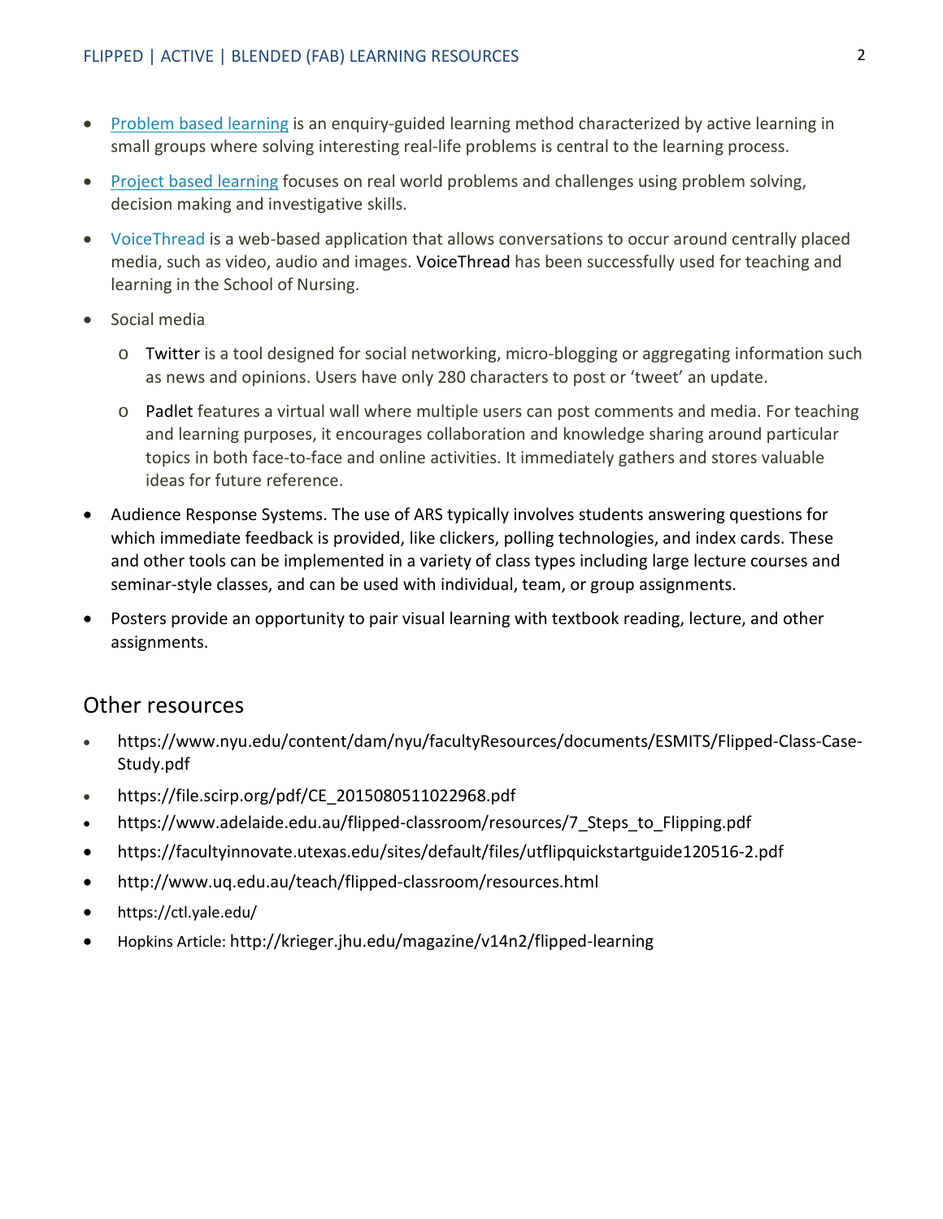- Problem based learning is an enquiry-guided learning method characterized by active learning in small groups where solving interesting real-life problems is central to the learning process.
- Project based learning focuses on real world problems and challenges using problem solving, decision making and investigative skills.
- VoiceThread is a web-based application that allows conversations to occur around centrally placed media, such as video, audio and images. VoiceThread has been successfully used for teaching and learning in the School of Nursing.
- Social media
    - Twitter is a tool designed for social networking, micro-blogging or aggregating information such as news and opinions. Users have only 280 characters to post or 'tweet' an update.
    - Padlet features a virtual wall where multiple users can post comments and media. For teaching and learning purposes, it encourages collaboration and knowledge sharing around particular topics in both face-to-face and online activities. It immediately gathers and stores valuable ideas for future reference.
- Audience Response Systems. The use of ARS typically involves students answering questions for which immediate feedback is provided, like clickers, polling technologies, and index cards. These and other tools can be implemented in a variety of class types including large lecture courses and seminar-style classes, and can be used with individual, team, or group assignments.
- Posters provide an opportunity to pair visual learning with textbook reading, lecture, and other assignments.

## Other resources

- https://www.nyu.edu/content/dam/nyu/facultyResources/documents/ESMITS/Flipped-Class-Case-Study.pdf
- https://file.scirp.org/pdf/CE_2015080511022968.pdf
- https://www.adelaide.edu.au/flipped-classroom/resources/7_Steps_to_Flipping.pdf
- https://facultyinnovate.utexas.edu/sites/default/files/utflipquickstartguide120516-2.pdf
- http://www.uq.edu.au/teach/flipped-classroom/resources.html
- https://ctl.yale.edu/
- Hopkins Article: http://krieger.jhu.edu/magazine/v14n2/flipped-learning